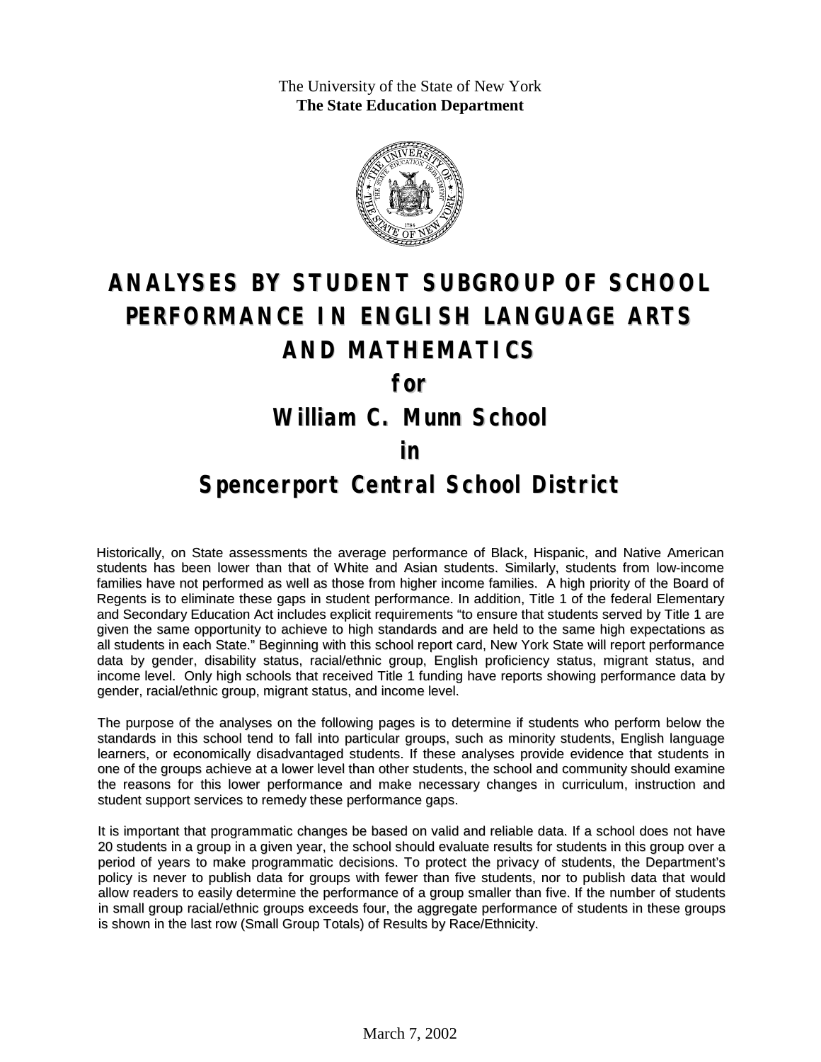The University of the State of New York
**The State Education Department**

# ANALYSES BY STUDENT SUBGROUP OF SCHOOL PERFORMANCE IN ENGLISH LANGUAGE ARTS AND MATHEMATICS

## for

## William C. Munn School

## in

## Spencerport Central School District

Historically, on State assessments the average performance of Black, Hispanic, and Native American students has been lower than that of White and Asian students. Similarly, students from low-income families have not performed as well as those from higher income families. A high priority of the Board of Regents is to eliminate these gaps in student performance. In addition, Title 1 of the federal Elementary and Secondary Education Act includes explicit requirements "to ensure that students served by Title 1 are given the same opportunity to achieve to high standards and are held to the same high expectations as all students in each State." Beginning with this school report card, New York State will report performance data by gender, disability status, racial/ethnic group, English proficiency status, migrant status, and income level. Only high schools that received Title 1 funding have reports showing performance data by gender, racial/ethnic group, migrant status, and income level.

The purpose of the analyses on the following pages is to determine if students who perform below the standards in this school tend to fall into particular groups, such as minority students, English language learners, or economically disadvantaged students. If these analyses provide evidence that students in one of the groups achieve at a lower level than other students, the school and community should examine the reasons for this lower performance and make necessary changes in curriculum, instruction and student support services to remedy these performance gaps.

It is important that programmatic changes be based on valid and reliable data. If a school does not have 20 students in a group in a given year, the school should evaluate results for students in this group over a period of years to make programmatic decisions. To protect the privacy of students, the Department's policy is never to publish data for groups with fewer than five students, nor to publish data that would allow readers to easily determine the performance of a group smaller than five. If the number of students in small group racial/ethnic groups exceeds four, the aggregate performance of students in these groups is shown in the last row (Small Group Totals) of Results by Race/Ethnicity.

March 7, 2002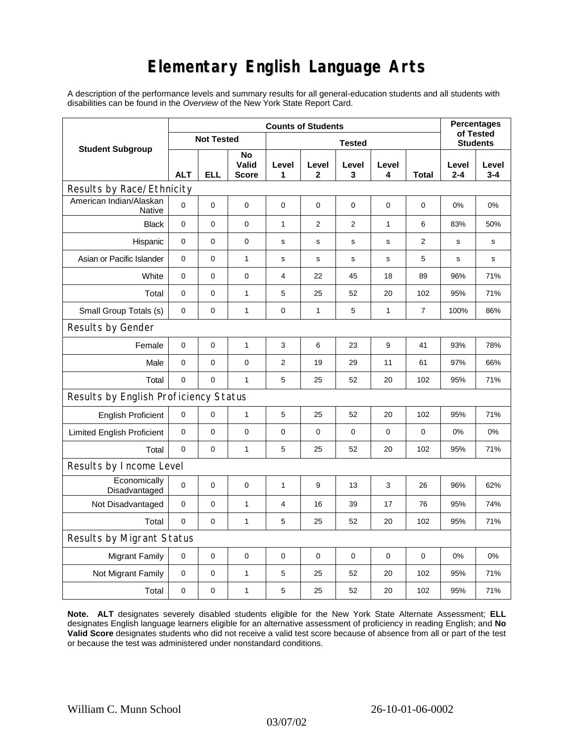# Elementary English Language Arts

A description of the performance levels and summary results for all general-education students and all students with disabilities can be found in the *Overview* of the New York State Report Card.

| Student Subgroup | Counts of Students | | | | | | | | Percentages of Tested Students | |
|---|---|---|---|---|---|---|---|---|---|---|
| | Not Tested | | | Tested | | | | | | |
| | ALT | ELL | No Valid Score | Level 1 | Level 2 | Level 3 | Level 4 | Total | Level 2-4 | Level 3-4 |
| **Results by Race/Ethnicity** | | | | | | | | | | |
| American Indian/Alaskan Native | 0 | 0 | 0 | 0 | 0 | 0 | 0 | 0 | 0% | 0% |
| Black | 0 | 0 | 0 | 1 | 2 | 2 | 1 | 6 | 83% | 50% |
| Hispanic | 0 | 0 | 0 | s | s | s | s | 2 | s | s |
| Asian or Pacific Islander | 0 | 0 | 1 | s | s | s | s | 5 | s | s |
| White | 0 | 0 | 0 | 4 | 22 | 45 | 18 | 89 | 96% | 71% |
| Total | 0 | 0 | 1 | 5 | 25 | 52 | 20 | 102 | 95% | 71% |
| Small Group Totals (s) | 0 | 0 | 1 | 0 | 1 | 5 | 1 | 7 | 100% | 86% |
| **Results by Gender** | | | | | | | | | | |
| Female | 0 | 0 | 1 | 3 | 6 | 23 | 9 | 41 | 93% | 78% |
| Male | 0 | 0 | 0 | 2 | 19 | 29 | 11 | 61 | 97% | 66% |
| Total | 0 | 0 | 1 | 5 | 25 | 52 | 20 | 102 | 95% | 71% |
| **Results by English Proficiency Status** | | | | | | | | | | |
| English Proficient | 0 | 0 | 1 | 5 | 25 | 52 | 20 | 102 | 95% | 71% |
| Limited English Proficient | 0 | 0 | 0 | 0 | 0 | 0 | 0 | 0 | 0% | 0% |
| Total | 0 | 0 | 1 | 5 | 25 | 52 | 20 | 102 | 95% | 71% |
| **Results by Income Level** | | | | | | | | | | |
| Economically Disadvantaged | 0 | 0 | 0 | 1 | 9 | 13 | 3 | 26 | 96% | 62% |
| Not Disadvantaged | 0 | 0 | 1 | 4 | 16 | 39 | 17 | 76 | 95% | 74% |
| Total | 0 | 0 | 1 | 5 | 25 | 52 | 20 | 102 | 95% | 71% |
| **Results by Migrant Status** | | | | | | | | | | |
| Migrant Family | 0 | 0 | 0 | 0 | 0 | 0 | 0 | 0 | 0% | 0% |
| Not Migrant Family | 0 | 0 | 1 | 5 | 25 | 52 | 20 | 102 | 95% | 71% |
| Total | 0 | 0 | 1 | 5 | 25 | 52 | 20 | 102 | 95% | 71% |

**Note. ALT** designates severely disabled students eligible for the New York State Alternate Assessment; **ELL** designates English language learners eligible for an alternative assessment of proficiency in reading English; and **No Valid Score** designates students who did not receive a valid test score because of absence from all or part of the test or because the test was administered under nonstandard conditions.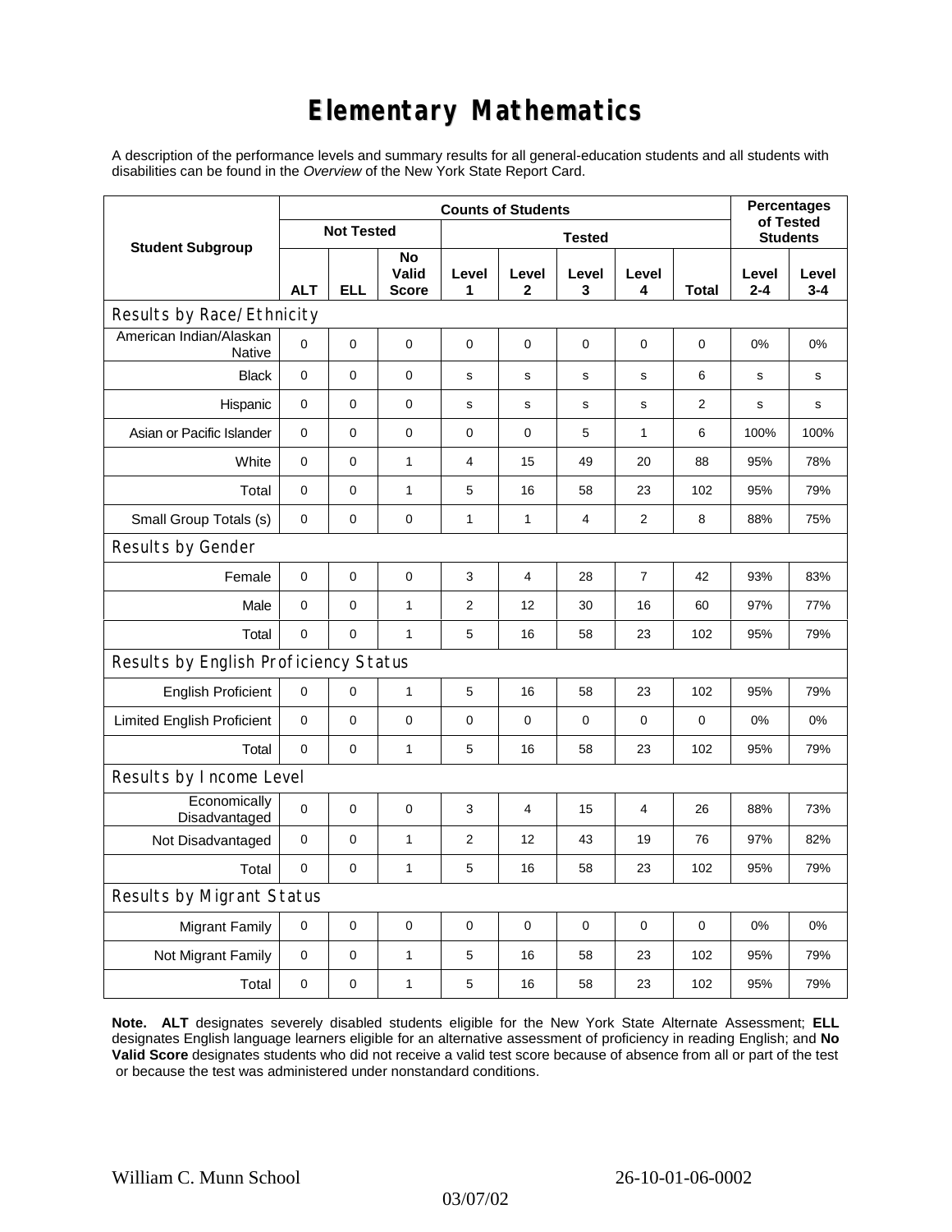# Elementary Mathematics

A description of the performance levels and summary results for all general-education students and all students with disabilities can be found in the *Overview* of the New York State Report Card.

| Student Subgroup | Counts of Students | | | | | | | | Percentages of Tested Students | |
|---|---|---|---|---|---|---|---|---|---|---|
| | Not Tested | | | Tested | | | | | | |
| | ALT | ELL | No Valid Score | Level 1 | Level 2 | Level 3 | Level 4 | Total | Level 2-4 | Level 3-4 |
| **Results by Race/Ethnicity** | | | | | | | | | | |
| American Indian/Alaskan Native | 0 | 0 | 0 | 0 | 0 | 0 | 0 | 0 | 0% | 0% |
| Black | 0 | 0 | 0 | s | s | s | s | 6 | s | s |
| Hispanic | 0 | 0 | 0 | s | s | s | s | 2 | s | s |
| Asian or Pacific Islander | 0 | 0 | 0 | 0 | 0 | 5 | 1 | 6 | 100% | 100% |
| White | 0 | 0 | 1 | 4 | 15 | 49 | 20 | 88 | 95% | 78% |
| Total | 0 | 0 | 1 | 5 | 16 | 58 | 23 | 102 | 95% | 79% |
| Small Group Totals (s) | 0 | 0 | 0 | 1 | 1 | 4 | 2 | 8 | 88% | 75% |
| **Results by Gender** | | | | | | | | | | |
| Female | 0 | 0 | 0 | 3 | 4 | 28 | 7 | 42 | 93% | 83% |
| Male | 0 | 0 | 1 | 2 | 12 | 30 | 16 | 60 | 97% | 77% |
| Total | 0 | 0 | 1 | 5 | 16 | 58 | 23 | 102 | 95% | 79% |
| **Results by English Proficiency Status** | | | | | | | | | | |
| English Proficient | 0 | 0 | 1 | 5 | 16 | 58 | 23 | 102 | 95% | 79% |
| Limited English Proficient | 0 | 0 | 0 | 0 | 0 | 0 | 0 | 0 | 0% | 0% |
| Total | 0 | 0 | 1 | 5 | 16 | 58 | 23 | 102 | 95% | 79% |
| **Results by Income Level** | | | | | | | | | | |
| Economically Disadvantaged | 0 | 0 | 0 | 3 | 4 | 15 | 4 | 26 | 88% | 73% |
| Not Disadvantaged | 0 | 0 | 1 | 2 | 12 | 43 | 19 | 76 | 97% | 82% |
| Total | 0 | 0 | 1 | 5 | 16 | 58 | 23 | 102 | 95% | 79% |
| **Results by Migrant Status** | | | | | | | | | | |
| Migrant Family | 0 | 0 | 0 | 0 | 0 | 0 | 0 | 0 | 0% | 0% |
| Not Migrant Family | 0 | 0 | 1 | 5 | 16 | 58 | 23 | 102 | 95% | 79% |
| Total | 0 | 0 | 1 | 5 | 16 | 58 | 23 | 102 | 95% | 79% |

**Note. ALT** designates severely disabled students eligible for the New York State Alternate Assessment; **ELL** designates English language learners eligible for an alternative assessment of proficiency in reading English; and **No Valid Score** designates students who did not receive a valid test score because of absence from all or part of the test or because the test was administered under nonstandard conditions.

William C. Munn School 26-10-01-06-0002

03/07/02